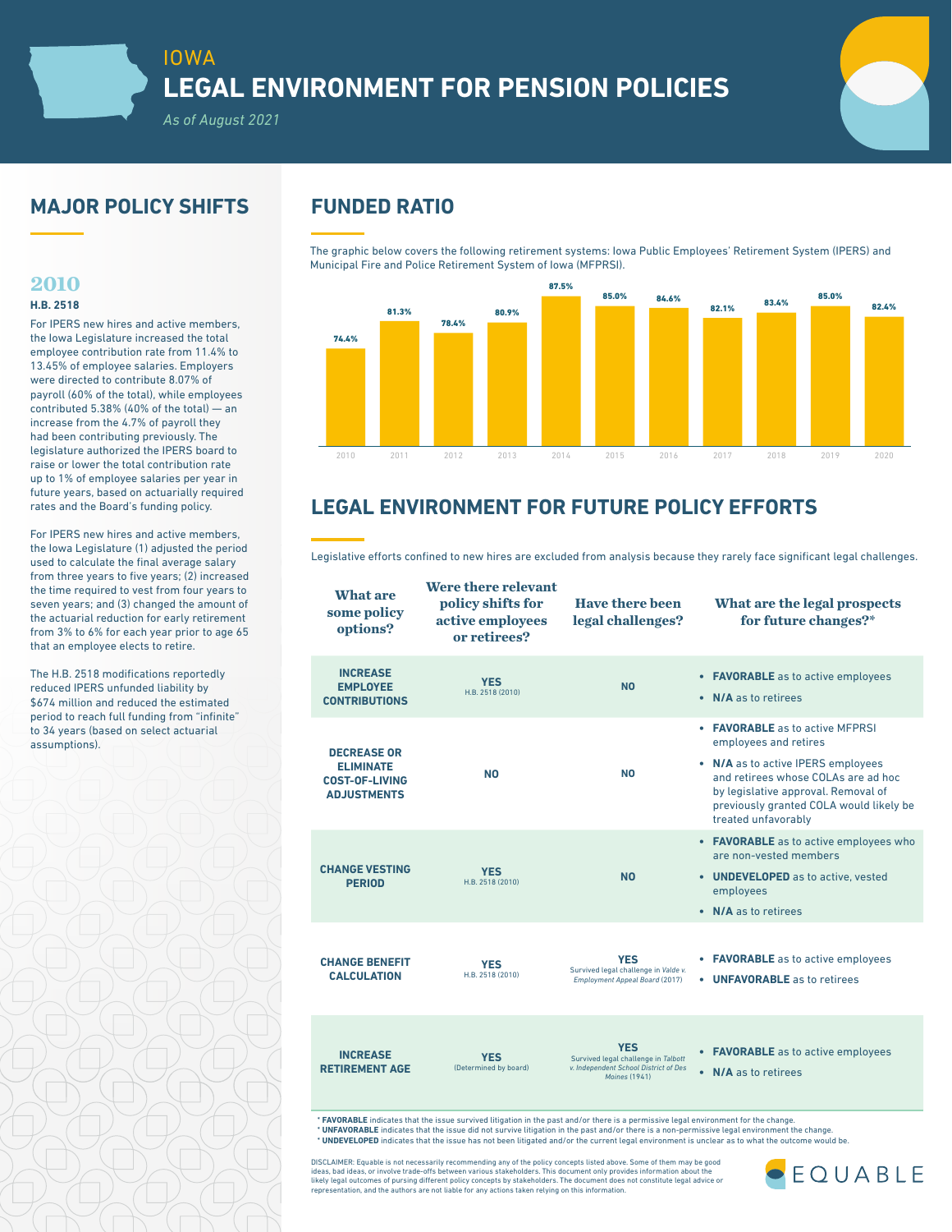IOWA

# LEGAL ENVIRONMENT FOR PENSION POLICIES

*As of August 2021*

## MAJOR POLICY SHIFTS

### 2010

**H.B. 2518**

For IPERS new hires and active members, the Iowa Legislature increased the total employee contribution rate from 11.4% to 13.45% of employee salaries. Employers were directed to contribute 8.07% of payroll (60% of the total), while employees contributed 5.38% (40% of the total) — an increase from the 4.7% of payroll they had been contributing previously. The legislature authorized the IPERS board to raise or lower the total contribution rate up to 1% of employee salaries per year in future years, based on actuarially required rates and the Board's funding policy.

For IPERS new hires and active members, the Iowa Legislature (1) adjusted the period used to calculate the final average salary from three years to five years; (2) increased the time required to vest from four years to seven years; and (3) changed the amount of the actuarial reduction for early retirement from 3% to 6% for each year prior to age 65 that an employee elects to retire.

The H.B. 2518 modifications reportedly reduced IPERS unfunded liability by $674 million and reduced the estimated period to reach full funding from "infinite" to 34 years (based on select actuarial assumptions).

## FUNDED RATIO

The graphic below covers the following retirement systems: Iowa Public Employees' Retirement System (IPERS) and Municipal Fire and Police Retirement System of Iowa (MFPRSI).

| Year | Funded Ratio |
|---|---|
| 2010 | 74.4% |
| 2011 | 81.3% |
| 2012 | 78.4% |
| 2013 | 80.9% |
| 2014 | 87.5% |
| 2015 | 85.0% |
| 2016 | 84.6% |
| 2017 | 82.1% |
| 2018 | 83.4% |
| 2019 | 85.0% |
| 2020 | 82.4% |

## LEGAL ENVIRONMENT FOR FUTURE POLICY EFFORTS

Legislative efforts confined to new hires are excluded from analysis because they rarely face significant legal challenges.

| What are some policy options? | Were there relevant policy shifts for active employees or retirees? | Have there been legal challenges? | What are the legal prospects for future changes?* |
|---|---|---|---|
| **INCREASE EMPLOYEE CONTRIBUTIONS** | **YES** H.B. 2518 (2010) | **NO** | • **FAVORABLE** as to active employees<br>• **N/A** as to retirees |
| **DECREASE OR ELIMINATE COST-OF-LIVING ADJUSTMENTS** | **NO** | **NO** | • **FAVORABLE** as to active MFPRSI employees and retires<br>• **N/A** as to active IPERS employees and retirees whose COLAs are ad hoc by legislative approval. Removal of previously granted COLA would likely be treated unfavorably |
| **CHANGE VESTING PERIOD** | **YES** H.B. 2518 (2010) | **NO** | • **FAVORABLE** as to active employees who are non-vested members<br>• **UNDEVELOPED** as to active, vested employees<br>• **N/A** as to retirees |
| **CHANGE BENEFIT CALCULATION** | **YES** H.B. 2518 (2010) | **YES** Survived legal challenge in *Valde v. Employment Appeal Board* (2017) | • **FAVORABLE** as to active employees<br>• **UNFAVORABLE** as to retirees |
| **INCREASE RETIREMENT AGE** | **YES** (Determined by board) | **YES** Survived legal challenge in *Talbott v. Independent School District of Des Moines* (1941) | • **FAVORABLE** as to active employees<br>• **N/A** as to retirees |

\* **FAVORABLE** indicates that the issue survived litigation in the past and/or there is a permissive legal environment for the change.
\* **UNFAVORABLE** indicates that the issue did not survive litigation in the past and/or there is a non-permissive legal environment the change.
\* **UNDEVELOPED** indicates that the issue has not been litigated and/or the current legal environment is unclear as to what the outcome would be.

DISCLAIMER: Equable is not necessarily recommending any of the policy concepts listed above. Some of them may be good ideas, bad ideas, or involve trade-offs between various stakeholders. This document only provides information about the likely legal outcomes of pursing different policy concepts by stakeholders. The document does not constitute legal advice or representation, and the authors are not liable for any actions taken relying on this information.

EQUABLE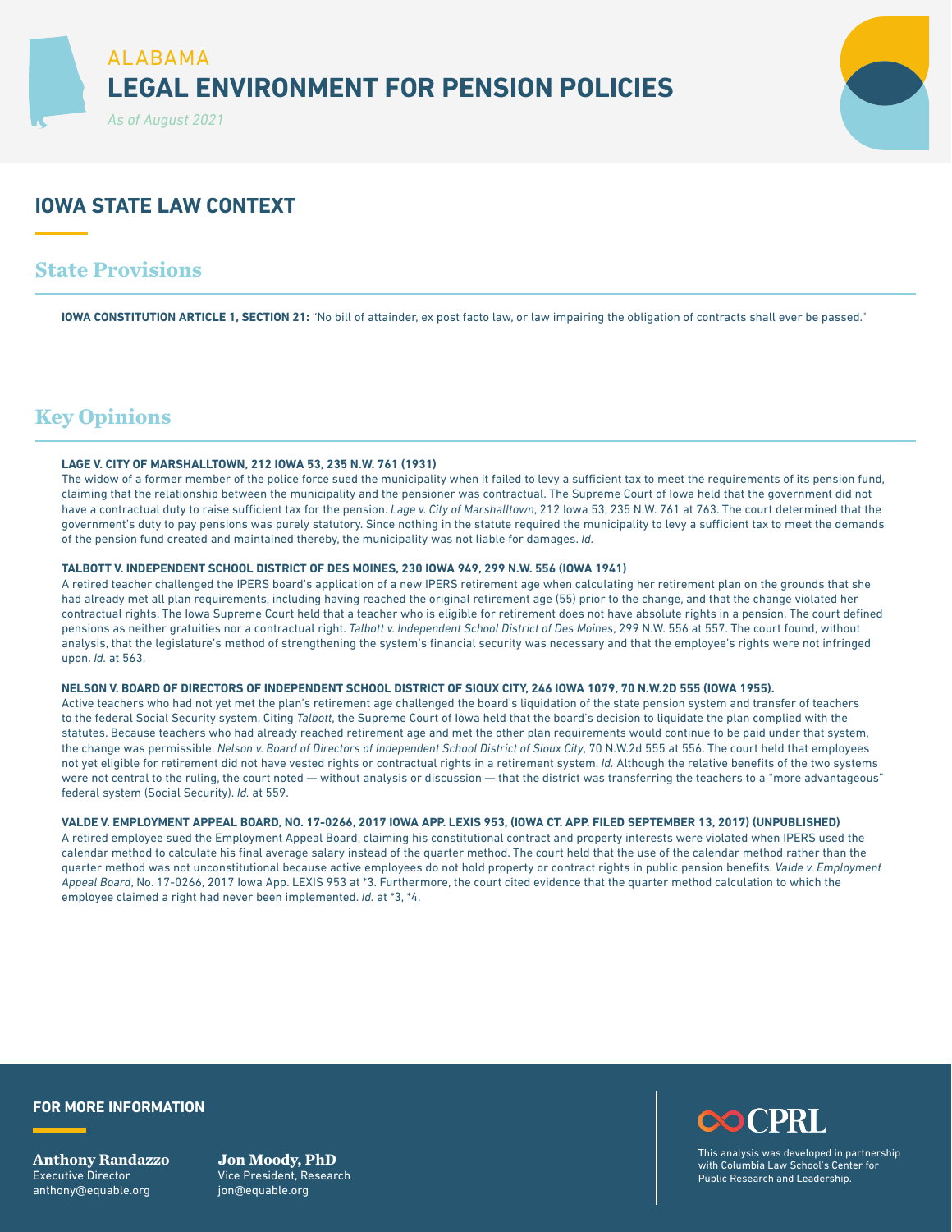ALABAMA

# LEGAL ENVIRONMENT FOR PENSION POLICIES

*As of August 2021*

## IOWA STATE LAW CONTEXT

### State Provisions

**IOWA CONSTITUTION ARTICLE 1, SECTION 21:** "No bill of attainder, ex post facto law, or law impairing the obligation of contracts shall ever be passed."

### Key Opinions

**LAGE V. CITY OF MARSHALLTOWN, 212 IOWA 53, 235 N.W. 761 (1931)**

The widow of a former member of the police force sued the municipality when it failed to levy a sufficient tax to meet the requirements of its pension fund, claiming that the relationship between the municipality and the pensioner was contractual. The Supreme Court of Iowa held that the government did not have a contractual duty to raise sufficient tax for the pension. *Lage v. City of Marshalltown*, 212 Iowa 53, 235 N.W. 761 at 763. The court determined that the government's duty to pay pensions was purely statutory. Since nothing in the statute required the municipality to levy a sufficient tax to meet the demands of the pension fund created and maintained thereby, the municipality was not liable for damages. *Id.*

**TALBOTT V. INDEPENDENT SCHOOL DISTRICT OF DES MOINES, 230 IOWA 949, 299 N.W. 556 (IOWA 1941)**

A retired teacher challenged the IPERS board's application of a new IPERS retirement age when calculating her retirement plan on the grounds that she had already met all plan requirements, including having reached the original retirement age (55) prior to the change, and that the change violated her contractual rights. The Iowa Supreme Court held that a teacher who is eligible for retirement does not have absolute rights in a pension. The court defined pensions as neither gratuities nor a contractual right. *Talbott v. Independent School District of Des Moines*, 299 N.W. 556 at 557. The court found, without analysis, that the legislature's method of strengthening the system's financial security was necessary and that the employee's rights were not infringed upon. *Id.* at 563.

**NELSON V. BOARD OF DIRECTORS OF INDEPENDENT SCHOOL DISTRICT OF SIOUX CITY, 246 IOWA 1079, 70 N.W.2D 555 (IOWA 1955).**

Active teachers who had not yet met the plan's retirement age challenged the board's liquidation of the state pension system and transfer of teachers to the federal Social Security system. Citing *Talbott*, the Supreme Court of Iowa held that the board's decision to liquidate the plan complied with the statutes. Because teachers who had already reached retirement age and met the other plan requirements would continue to be paid under that system, the change was permissible. *Nelson v. Board of Directors of Independent School District of Sioux City*, 70 N.W.2d 555 at 556. The court held that employees not yet eligible for retirement did not have vested rights or contractual rights in a retirement system. *Id.* Although the relative benefits of the two systems were not central to the ruling, the court noted — without analysis or discussion — that the district was transferring the teachers to a "more advantageous" federal system (Social Security). *Id.* at 559.

**VALDE V. EMPLOYMENT APPEAL BOARD, NO. 17-0266, 2017 IOWA APP. LEXIS 953, (IOWA CT. APP. FILED SEPTEMBER 13, 2017) (UNPUBLISHED)**

A retired employee sued the Employment Appeal Board, claiming his constitutional contract and property interests were violated when IPERS used the calendar method to calculate his final average salary instead of the quarter method. The court held that the use of the calendar method rather than the quarter method was not unconstitutional because active employees do not hold property or contract rights in public pension benefits. *Valde v. Employment Appeal Board*, No. 17-0266, 2017 Iowa App. LEXIS 953 at *3. Furthermore, the court cited evidence that the quarter method calculation to which the employee claimed a right had never been implemented. *Id.* at *3, *4.

**FOR MORE INFORMATION**

**Anthony Randazzo**
Executive Director
anthony@equable.org

**Jon Moody, PhD**
Vice President, Research
jon@equable.org

CPRL

This analysis was developed in partnership with Columbia Law School's Center for Public Research and Leadership.